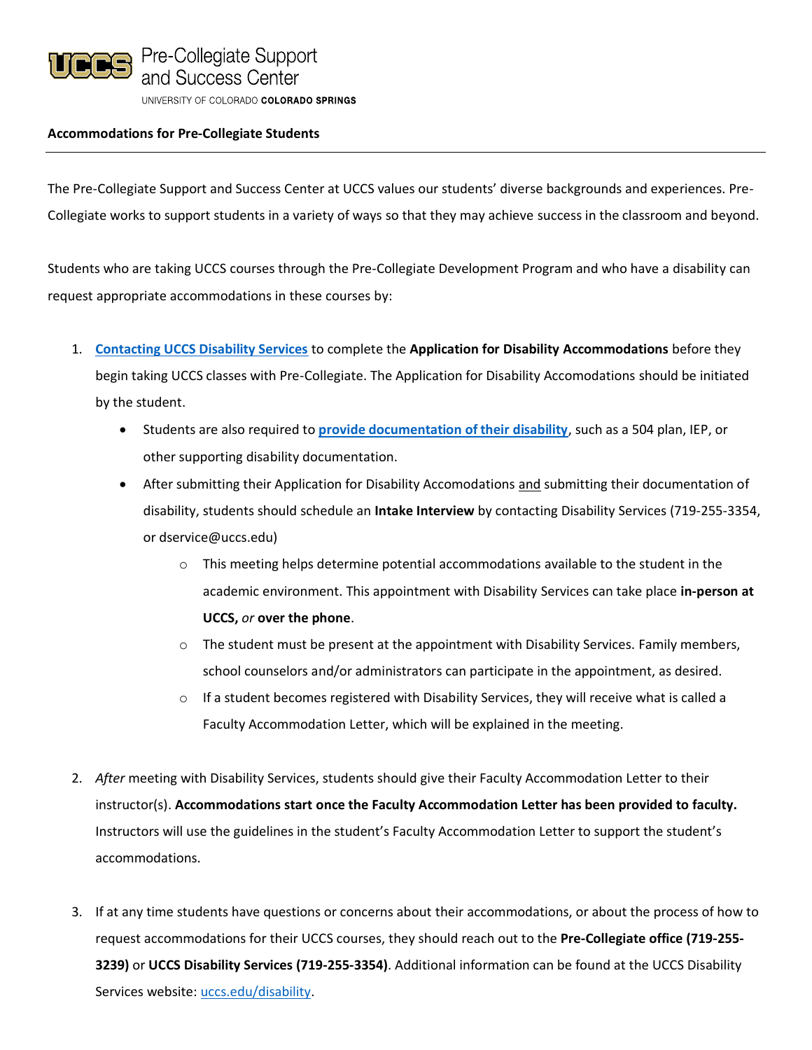Pre-Collegiate Support and Success Center

UNIVERSITY OF COLORADO **COLORADO SPRINGS**

**Accommodations for Pre-Collegiate Students**

---

The Pre-Collegiate Support and Success Center at UCCS values our students' diverse backgrounds and experiences. Pre-Collegiate works to support students in a variety of ways so that they may achieve success in the classroom and beyond.

Students who are taking UCCS courses through the Pre-Collegiate Development Program and who have a disability can request appropriate accommodations in these courses by:

1. **Contacting UCCS Disability Services** to complete the **Application for Disability Accommodations** before they begin taking UCCS classes with Pre-Collegiate. The Application for Disability Accomodations should be initiated by the student.
   - Students are also required to **provide documentation of their disability**, such as a 504 plan, IEP, or other supporting disability documentation.
   - After submitting their Application for Disability Accomodations and submitting their documentation of disability, students should schedule an **Intake Interview** by contacting Disability Services (719-255-3354, or dservice@uccs.edu)
     - This meeting helps determine potential accommodations available to the student in the academic environment. This appointment with Disability Services can take place **in-person at UCCS,** *or* **over the phone**.
     - The student must be present at the appointment with Disability Services. Family members, school counselors and/or administrators can participate in the appointment, as desired.
     - If a student becomes registered with Disability Services, they will receive what is called a Faculty Accommodation Letter, which will be explained in the meeting.

2. *After* meeting with Disability Services, students should give their Faculty Accommodation Letter to their instructor(s). **Accommodations start once the Faculty Accommodation Letter has been provided to faculty.** Instructors will use the guidelines in the student's Faculty Accommodation Letter to support the student's accommodations.

3. If at any time students have questions or concerns about their accommodations, or about the process of how to request accommodations for their UCCS courses, they should reach out to the **Pre-Collegiate office (719-255-3239)** or **UCCS Disability Services (719-255-3354)**. Additional information can be found at the UCCS Disability Services website: uccs.edu/disability.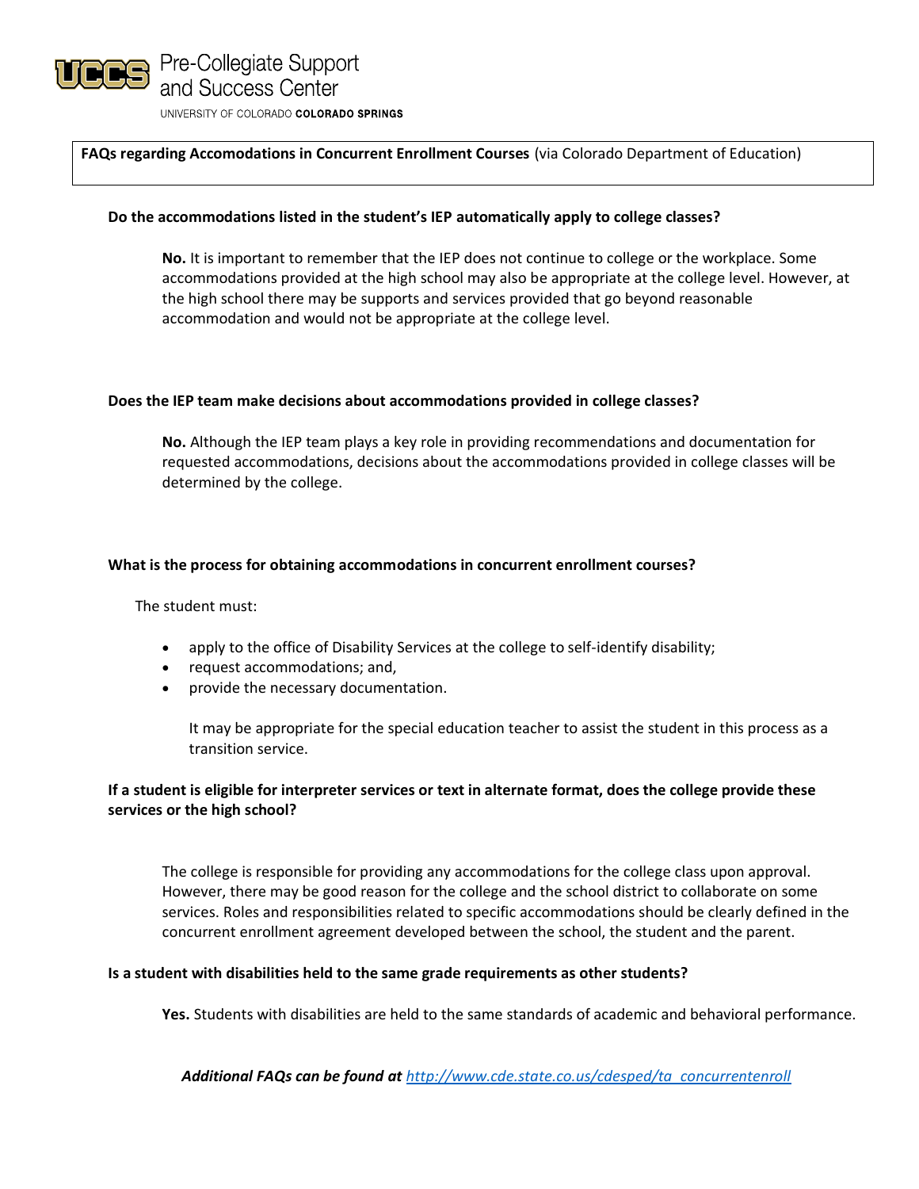Pre-Collegiate Support and Success Center

UNIVERSITY OF COLORADO **COLORADO SPRINGS**

**FAQs regarding Accomodations in Concurrent Enrollment Courses** (via Colorado Department of Education)

### Do the accommodations listed in the student's IEP automatically apply to college classes?

**No.** It is important to remember that the IEP does not continue to college or the workplace. Some accommodations provided at the high school may also be appropriate at the college level. However, at the high school there may be supports and services provided that go beyond reasonable accommodation and would not be appropriate at the college level.

### Does the IEP team make decisions about accommodations provided in college classes?

**No.** Although the IEP team plays a key role in providing recommendations and documentation for requested accommodations, decisions about the accommodations provided in college classes will be determined by the college.

### What is the process for obtaining accommodations in concurrent enrollment courses?

The student must:

- apply to the office of Disability Services at the college to self-identify disability;
- request accommodations; and,
- provide the necessary documentation.

It may be appropriate for the special education teacher to assist the student in this process as a transition service.

### If a student is eligible for interpreter services or text in alternate format, does the college provide these services or the high school?

The college is responsible for providing any accommodations for the college class upon approval. However, there may be good reason for the college and the school district to collaborate on some services. Roles and responsibilities related to specific accommodations should be clearly defined in the concurrent enrollment agreement developed between the school, the student and the parent.

### Is a student with disabilities held to the same grade requirements as other students?

**Yes.** Students with disabilities are held to the same standards of academic and behavioral performance.

***Additional FAQs can be found at** [http://www.cde.state.co.us/cdesped/ta_concurrentenroll](http://www.cde.state.co.us/cdesped/ta_concurrentenroll)*